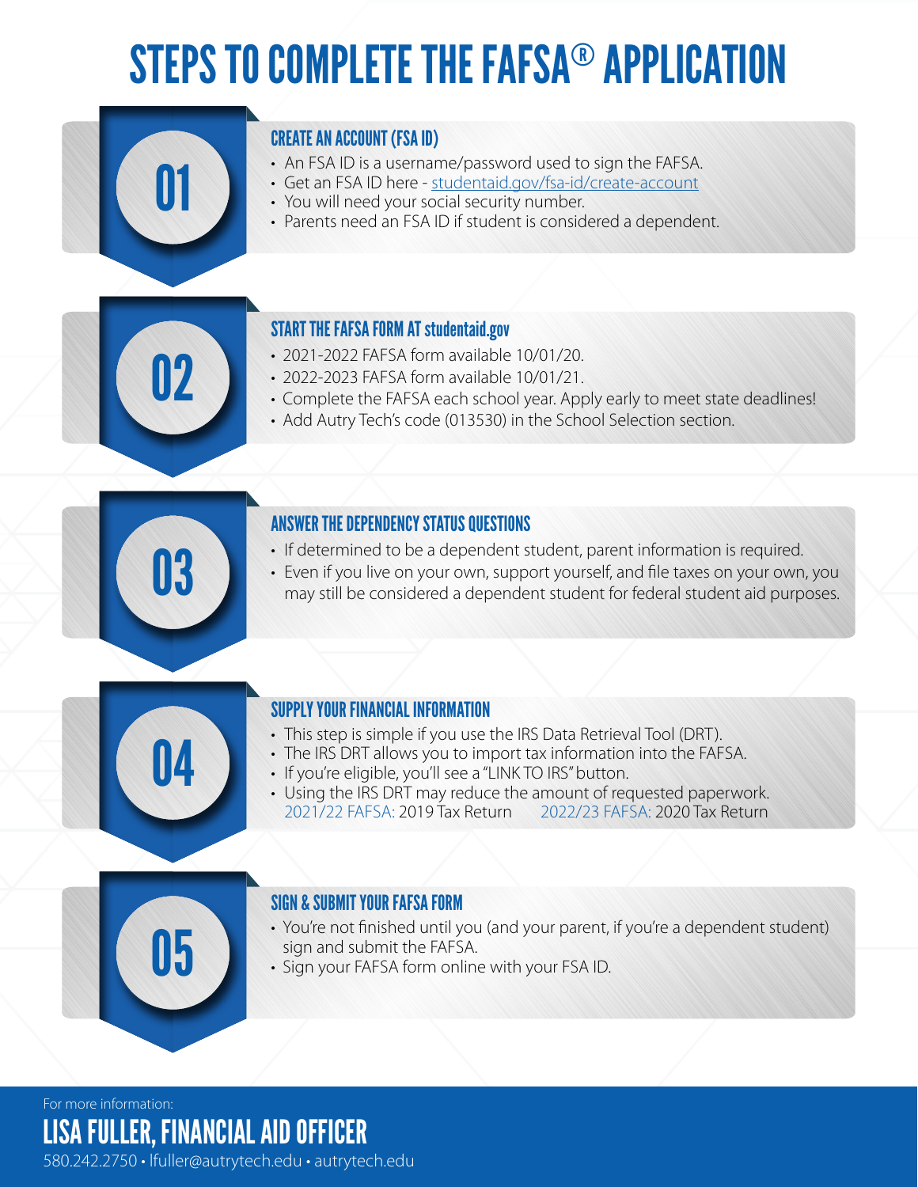# STEPS TO COMPLETE THE FAFSA® APPLICATION

## 01 CREATE AN ACCOUNT (FSA ID)

- An FSA ID is a username/password used to sign the FAFSA.
- Get an FSA ID here - studentaid.gov/fsa-id/create-account
- You will need your social security number.
- Parents need an FSA ID if student is considered a dependent.

## 02 START THE FAFSA FORM AT studentaid.gov

- 2021-2022 FAFSA form available 10/01/20.
- 2022-2023 FAFSA form available 10/01/21.
- Complete the FAFSA each school year. Apply early to meet state deadlines!
- Add Autry Tech's code (013530) in the School Selection section.

## 03 ANSWER THE DEPENDENCY STATUS QUESTIONS

- If determined to be a dependent student, parent information is required.
- Even if you live on your own, support yourself, and file taxes on your own, you may still be considered a dependent student for federal student aid purposes.

## 04 SUPPLY YOUR FINANCIAL INFORMATION

- This step is simple if you use the IRS Data Retrieval Tool (DRT).
- The IRS DRT allows you to import tax information into the FAFSA.
- If you're eligible, you'll see a "LINK TO IRS" button.
- Using the IRS DRT may reduce the amount of requested paperwork.
  2021/22 FAFSA: 2019 Tax Return  2022/23 FAFSA: 2020 Tax Return

## 05 SIGN & SUBMIT YOUR FAFSA FORM

- You're not finished until you (and your parent, if you're a dependent student) sign and submit the FAFSA.
- Sign your FAFSA form online with your FSA ID.

For more information:

**LISA FULLER, FINANCIAL AID OFFICER**

580.242.2750 • lfuller@autrytech.edu • autrytech.edu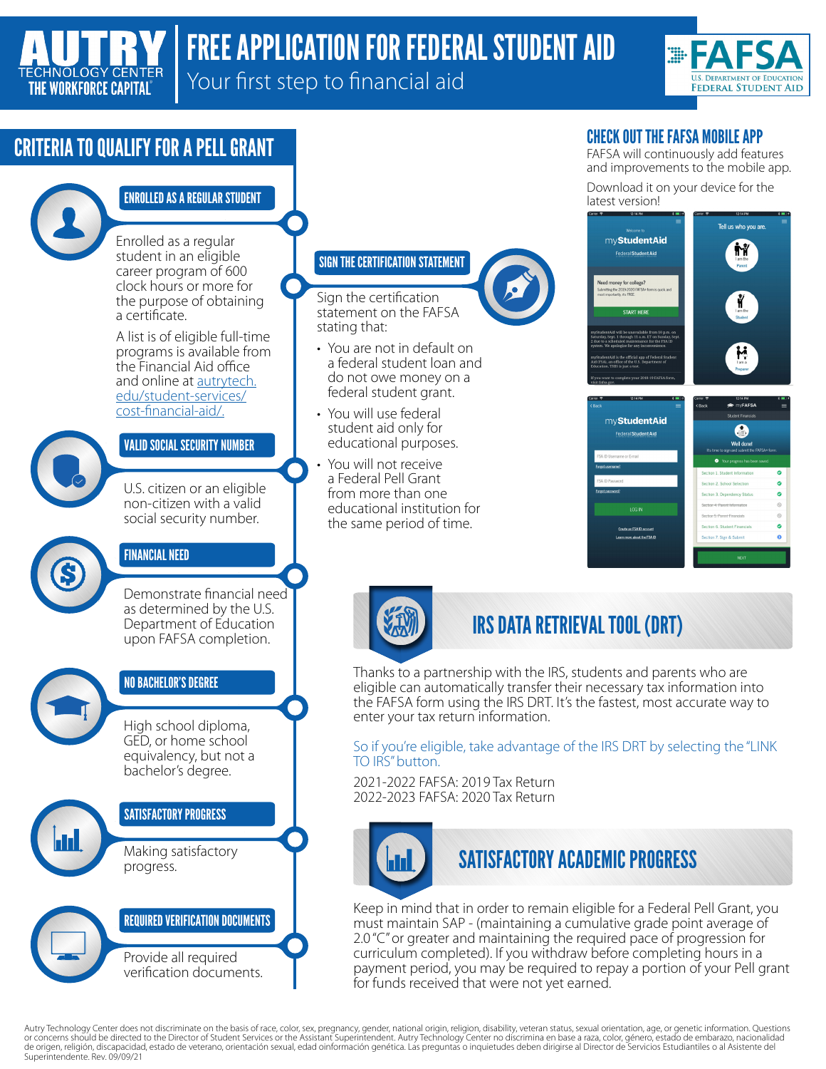# AUTRY TECHNOLOGY CENTER — THE WORKFORCE CAPITAL

# FREE APPLICATION FOR FEDERAL STUDENT AID

Your first step to financial aid

FAFSA — U.S. Department of Education Federal Student Aid

## CRITERIA TO QUALIFY FOR A PELL GRANT

### ENROLLED AS A REGULAR STUDENT

Enrolled as a regular student in an eligible career program of 600 clock hours or more for the purpose of obtaining a certificate.

A list is of eligible full-time programs is available from the Financial Aid office and online at autrytech.edu/student-services/cost-financial-aid/.

### VALID SOCIAL SECURITY NUMBER

U.S. citizen or an eligible non-citizen with a valid social security number.

### FINANCIAL NEED

Demonstrate financial need as determined by the U.S. Department of Education upon FAFSA completion.

### NO BACHELOR'S DEGREE

High school diploma, GED, or home school equivalency, but not a bachelor's degree.

### SATISFACTORY PROGRESS

Making satisfactory progress.

### REQUIRED VERIFICATION DOCUMENTS

Provide all required verification documents.

### SIGN THE CERTIFICATION STATEMENT

Sign the certification statement on the FAFSA stating that:

- You are not in default on a federal student loan and do not owe money on a federal student grant.
- You will use federal student aid only for educational purposes.
- You will not receive a Federal Pell Grant from more than one educational institution for the same period of time.

## CHECK OUT THE FAFSA MOBILE APP

FAFSA will continuously add features and improvements to the mobile app.

Download it on your device for the latest version!

## IRS DATA RETRIEVAL TOOL (DRT)

Thanks to a partnership with the IRS, students and parents who are eligible can automatically transfer their necessary tax information into the FAFSA form using the IRS DRT. It's the fastest, most accurate way to enter your tax return information.

So if you're eligible, take advantage of the IRS DRT by selecting the "LINK TO IRS" button.

2021-2022 FAFSA: 2019 Tax Return
2022-2023 FAFSA: 2020 Tax Return

## SATISFACTORY ACADEMIC PROGRESS

Keep in mind that in order to remain eligible for a Federal Pell Grant, you must maintain SAP - (maintaining a cumulative grade point average of 2.0 "C" or greater and maintaining the required pace of progression for curriculum completed). If you withdraw before completing hours in a payment period, you may be required to repay a portion of your Pell grant for funds received that were not yet earned.

Autry Technology Center does not discriminate on the basis of race, color, sex, pregnancy, gender, national origin, religion, disability, veteran status, sexual orientation, age, or genetic information. Questions or concerns should be directed to the Director of Student Services or the Assistant Superintendent. Autry Technology Center no discrimina en base a raza, color, género, estado de embarazo, nacionalidad de origen, religión, discapacidad, estado de veterano, orientación sexual, edad oinformación genética. Las preguntas o inquietudes deben dirigirse al Director de Servicios Estudiantiles o al Asistente del Superintendente. Rev. 09/09/21